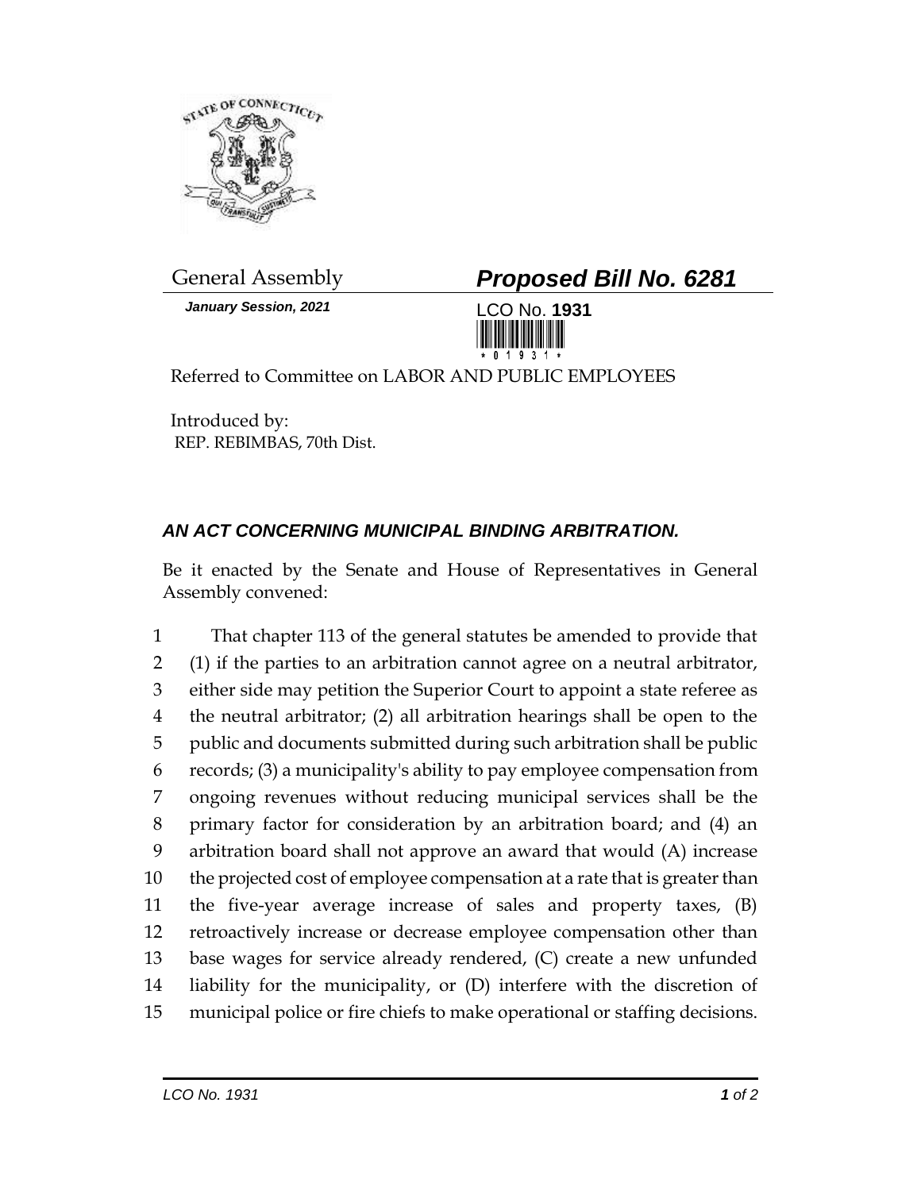General Assembly

***Proposed Bill No. 6281***

*January Session, 2021*

LCO No. **1931**

Referred to Committee on LABOR AND PUBLIC EMPLOYEES

Introduced by:
REP. REBIMBAS, 70th Dist.

## *AN ACT CONCERNING MUNICIPAL BINDING ARBITRATION.*

Be it enacted by the Senate and House of Representatives in General Assembly convened:

1 That chapter 113 of the general statutes be amended to provide that
2 (1) if the parties to an arbitration cannot agree on a neutral arbitrator,
3 either side may petition the Superior Court to appoint a state referee as
4 the neutral arbitrator; (2) all arbitration hearings shall be open to the
5 public and documents submitted during such arbitration shall be public
6 records; (3) a municipality's ability to pay employee compensation from
7 ongoing revenues without reducing municipal services shall be the
8 primary factor for consideration by an arbitration board; and (4) an
9 arbitration board shall not approve an award that would (A) increase
10 the projected cost of employee compensation at a rate that is greater than
11 the five-year average increase of sales and property taxes, (B)
12 retroactively increase or decrease employee compensation other than
13 base wages for service already rendered, (C) create a new unfunded
14 liability for the municipality, or (D) interfere with the discretion of
15 municipal police or fire chiefs to make operational or staffing decisions.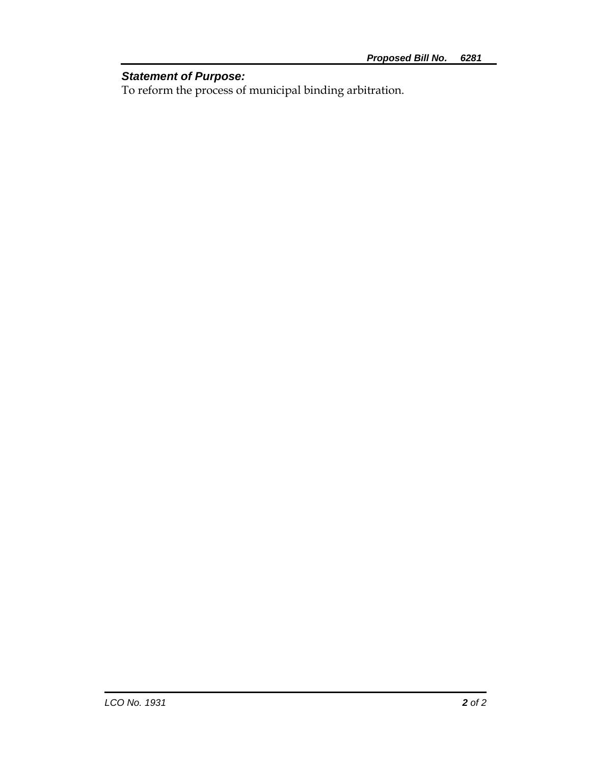***Statement of Purpose:***

To reform the process of municipal binding arbitration.